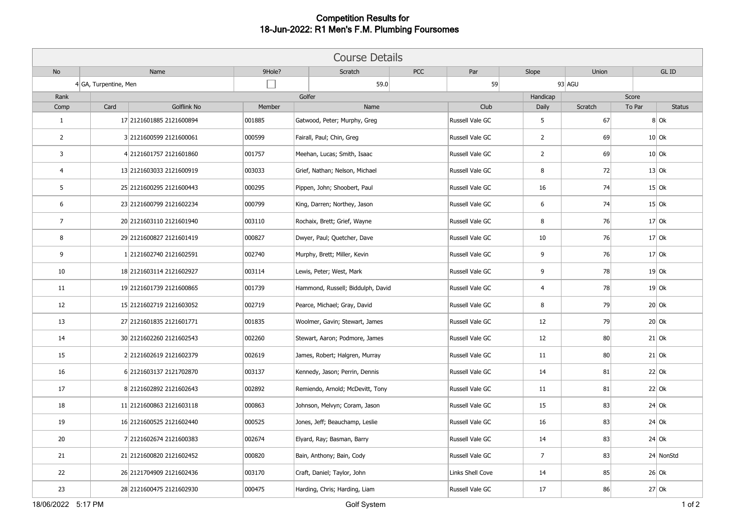# Competition Results for
# 18-Jun-2022: R1 Men's F.M. Plumbing Foursomes

## Course Details

| No | Name | 9Hole? | Scratch | PCC | Par | Slope | Union | GL ID |
|---|---|---|---|---|---|---|---|---|
| 4 | GA, Turpentine, Men | ☐ | 59.0 | | 59 | 93 | AGU | |

| Rank | Golfer | | | | | Handicap | Score | | |
|---|---|---|---|---|---|---|---|---|---|
| Comp | Card | Golflink No | Member | Name | Club | Daily | Scratch | To Par | Status |
| 1 | 17 | 2121601885 2121600894 | 001885 | Gatwood, Peter; Murphy, Greg | Russell Vale GC | 5 | 67 | 8 | Ok |
| 2 | 3 | 2121600599 2121600061 | 000599 | Fairall, Paul; Chin, Greg | Russell Vale GC | 2 | 69 | 10 | Ok |
| 3 | 4 | 2121601757 2121601860 | 001757 | Meehan, Lucas; Smith, Isaac | Russell Vale GC | 2 | 69 | 10 | Ok |
| 4 | 13 | 2121603033 2121600919 | 003033 | Grief, Nathan; Nelson, Michael | Russell Vale GC | 8 | 72 | 13 | Ok |
| 5 | 25 | 2121600295 2121600443 | 000295 | Pippen, John; Shoobert, Paul | Russell Vale GC | 16 | 74 | 15 | Ok |
| 6 | 23 | 2121600799 2121602234 | 000799 | King, Darren; Northey, Jason | Russell Vale GC | 6 | 74 | 15 | Ok |
| 7 | 20 | 2121603110 2121601940 | 003110 | Rochaix, Brett; Grief, Wayne | Russell Vale GC | 8 | 76 | 17 | Ok |
| 8 | 29 | 2121600827 2121601419 | 000827 | Dwyer, Paul; Quetcher, Dave | Russell Vale GC | 10 | 76 | 17 | Ok |
| 9 | 1 | 2121602740 2121602591 | 002740 | Murphy, Brett; Miller, Kevin | Russell Vale GC | 9 | 76 | 17 | Ok |
| 10 | 18 | 2121603114 2121602927 | 003114 | Lewis, Peter; West, Mark | Russell Vale GC | 9 | 78 | 19 | Ok |
| 11 | 19 | 2121601739 2121600865 | 001739 | Hammond, Russell; Biddulph, David | Russell Vale GC | 4 | 78 | 19 | Ok |
| 12 | 15 | 2121602719 2121603052 | 002719 | Pearce, Michael; Gray, David | Russell Vale GC | 8 | 79 | 20 | Ok |
| 13 | 27 | 2121601835 2121601771 | 001835 | Woolmer, Gavin; Stewart, James | Russell Vale GC | 12 | 79 | 20 | Ok |
| 14 | 30 | 2121602260 2121602543 | 002260 | Stewart, Aaron; Podmore, James | Russell Vale GC | 12 | 80 | 21 | Ok |
| 15 | 2 | 2121602619 2121602379 | 002619 | James, Robert; Halgren, Murray | Russell Vale GC | 11 | 80 | 21 | Ok |
| 16 | 6 | 2121603137 2121702870 | 003137 | Kennedy, Jason; Perrin, Dennis | Russell Vale GC | 14 | 81 | 22 | Ok |
| 17 | 8 | 2121602892 2121602643 | 002892 | Remiendo, Arnold; McDevitt, Tony | Russell Vale GC | 11 | 81 | 22 | Ok |
| 18 | 11 | 2121600863 2121603118 | 000863 | Johnson, Melvyn; Coram, Jason | Russell Vale GC | 15 | 83 | 24 | Ok |
| 19 | 16 | 2121600525 2121602440 | 000525 | Jones, Jeff; Beauchamp, Leslie | Russell Vale GC | 16 | 83 | 24 | Ok |
| 20 | 7 | 2121602674 2121600383 | 002674 | Elyard, Ray; Basman, Barry | Russell Vale GC | 14 | 83 | 24 | Ok |
| 21 | 21 | 2121600820 2121602452 | 000820 | Bain, Anthony; Bain, Cody | Russell Vale GC | 7 | 83 | 24 | NonStd |
| 22 | 26 | 2121704909 2121602436 | 003170 | Craft, Daniel; Taylor, John | Links Shell Cove | 14 | 85 | 26 | Ok |
| 23 | 28 | 2121600475 2121602930 | 000475 | Harding, Chris; Harding, Liam | Russell Vale GC | 17 | 86 | 27 | Ok |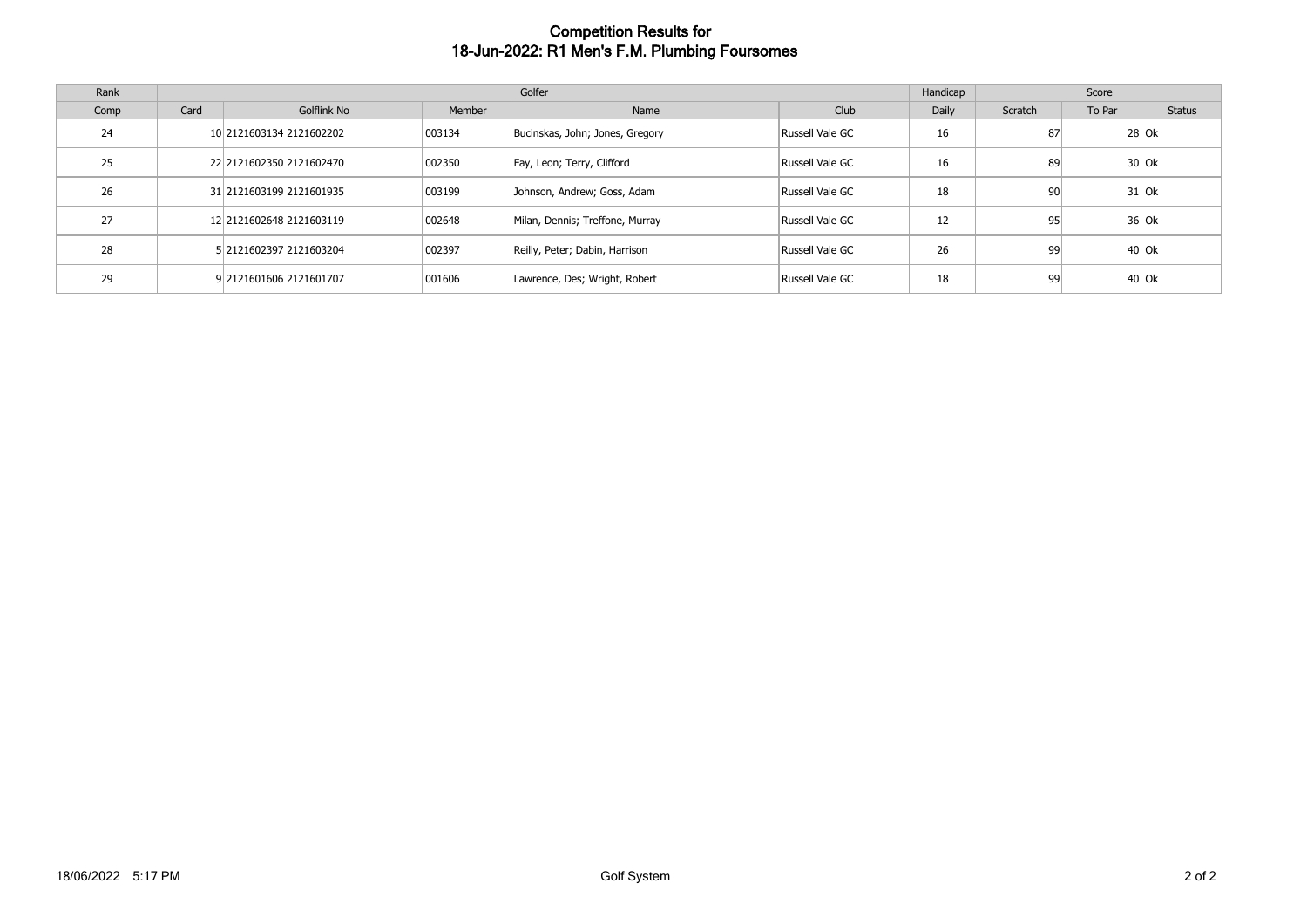# Competition Results for
# 18-Jun-2022: R1 Men's F.M. Plumbing Foursomes

| Rank | Golfer | | | | | Handicap | Score | | |
|---|---|---|---|---|---|---|---|---|---|
| Comp | Card | Golflink No | Member | Name | Club | Daily | Scratch | To Par | Status |
| 24 | 10 | 2121603134 2121602202 | 003134 | Bucinskas, John; Jones, Gregory | Russell Vale GC | 16 | 87 | 28 | Ok |
| 25 | 22 | 2121602350 2121602470 | 002350 | Fay, Leon; Terry, Clifford | Russell Vale GC | 16 | 89 | 30 | Ok |
| 26 | 31 | 2121603199 2121601935 | 003199 | Johnson, Andrew; Goss, Adam | Russell Vale GC | 18 | 90 | 31 | Ok |
| 27 | 12 | 2121602648 2121603119 | 002648 | Milan, Dennis; Treffone, Murray | Russell Vale GC | 12 | 95 | 36 | Ok |
| 28 | 5 | 2121602397 2121603204 | 002397 | Reilly, Peter; Dabin, Harrison | Russell Vale GC | 26 | 99 | 40 | Ok |
| 29 | 9 | 2121601606 2121601707 | 001606 | Lawrence, Des; Wright, Robert | Russell Vale GC | 18 | 99 | 40 | Ok |

18/06/2022 5:17 PM

Golf System